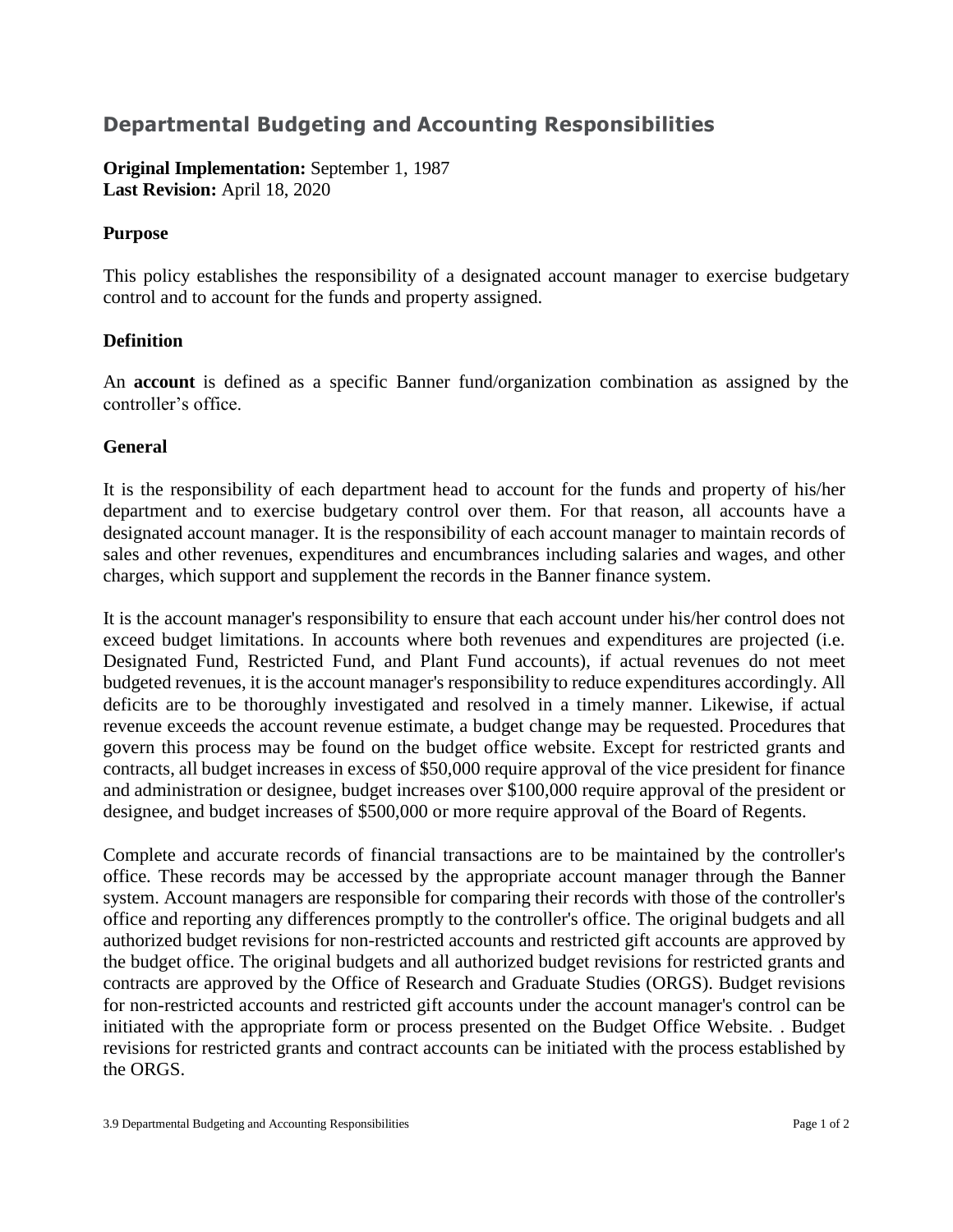# Departmental Budgeting and Accounting Responsibilities

**Original Implementation:** September 1, 1987
**Last Revision:** April 18, 2020

## Purpose

This policy establishes the responsibility of a designated account manager to exercise budgetary control and to account for the funds and property assigned.

## Definition

An **account** is defined as a specific Banner fund/organization combination as assigned by the controller's office.

## General

It is the responsibility of each department head to account for the funds and property of his/her department and to exercise budgetary control over them. For that reason, all accounts have a designated account manager. It is the responsibility of each account manager to maintain records of sales and other revenues, expenditures and encumbrances including salaries and wages, and other charges, which support and supplement the records in the Banner finance system.

It is the account manager's responsibility to ensure that each account under his/her control does not exceed budget limitations. In accounts where both revenues and expenditures are projected (i.e. Designated Fund, Restricted Fund, and Plant Fund accounts), if actual revenues do not meet budgeted revenues, it is the account manager's responsibility to reduce expenditures accordingly. All deficits are to be thoroughly investigated and resolved in a timely manner. Likewise, if actual revenue exceeds the account revenue estimate, a budget change may be requested. Procedures that govern this process may be found on the budget office website. Except for restricted grants and contracts, all budget increases in excess of $50,000 require approval of the vice president for finance and administration or designee, budget increases over $100,000 require approval of the president or designee, and budget increases of $500,000 or more require approval of the Board of Regents.

Complete and accurate records of financial transactions are to be maintained by the controller's office. These records may be accessed by the appropriate account manager through the Banner system. Account managers are responsible for comparing their records with those of the controller's office and reporting any differences promptly to the controller's office. The original budgets and all authorized budget revisions for non-restricted accounts and restricted gift accounts are approved by the budget office. The original budgets and all authorized budget revisions for restricted grants and contracts are approved by the Office of Research and Graduate Studies (ORGS). Budget revisions for non-restricted accounts and restricted gift accounts under the account manager's control can be initiated with the appropriate form or process presented on the Budget Office Website. . Budget revisions for restricted grants and contract accounts can be initiated with the process established by the ORGS.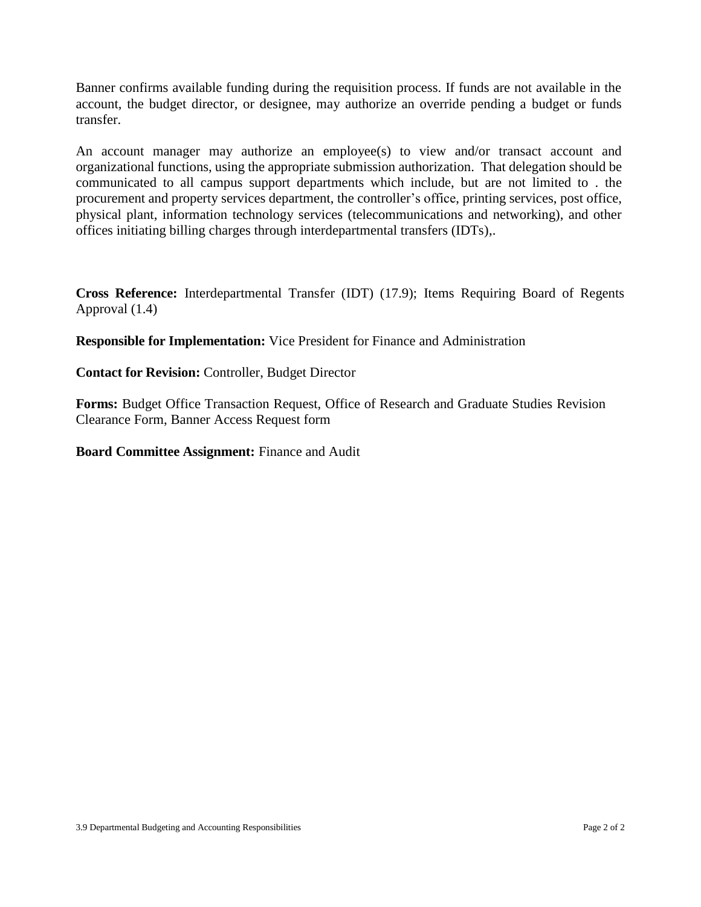Banner confirms available funding during the requisition process. If funds are not available in the account, the budget director, or designee, may authorize an override pending a budget or funds transfer.

An account manager may authorize an employee(s) to view and/or transact account and organizational functions, using the appropriate submission authorization. That delegation should be communicated to all campus support departments which include, but are not limited to . the procurement and property services department, the controller's office, printing services, post office, physical plant, information technology services (telecommunications and networking), and other offices initiating billing charges through interdepartmental transfers (IDTs),.

**Cross Reference:** Interdepartmental Transfer (IDT) (17.9); Items Requiring Board of Regents Approval (1.4)

**Responsible for Implementation:** Vice President for Finance and Administration

**Contact for Revision:** Controller, Budget Director

**Forms:** Budget Office Transaction Request, Office of Research and Graduate Studies Revision Clearance Form, Banner Access Request form

**Board Committee Assignment:** Finance and Audit